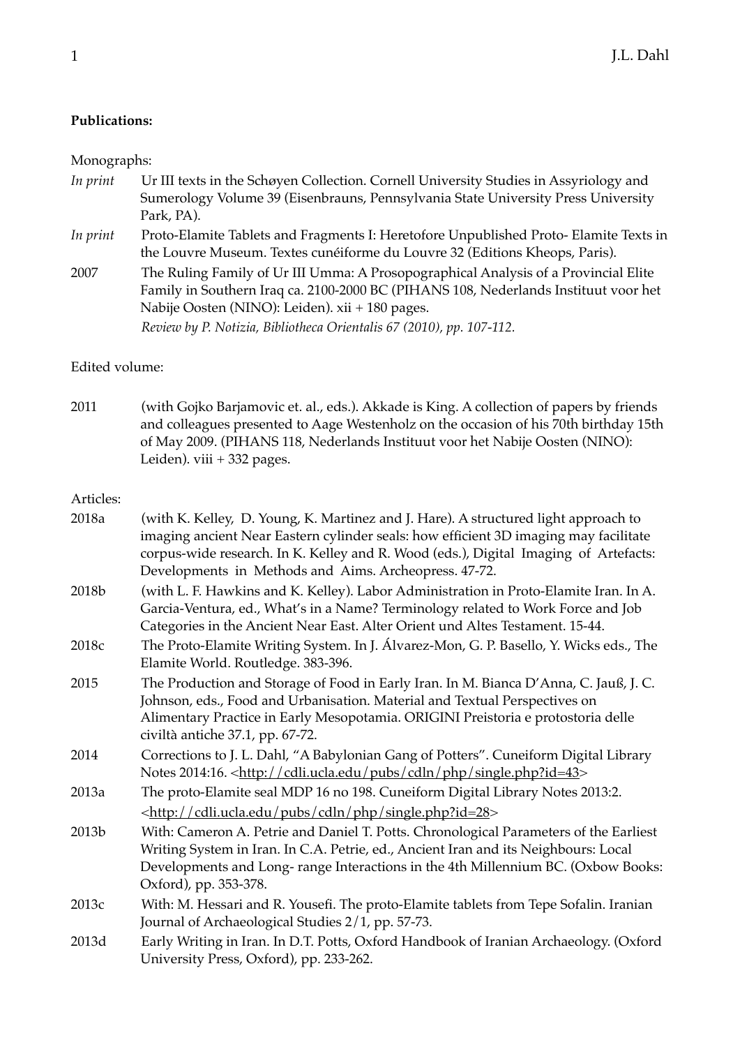**Publications:**

Monographs:

*In print* Ur III texts in the Schøyen Collection. Cornell University Studies in Assyriology and Sumerology Volume 39 (Eisenbrauns, Pennsylvania State University Press University Park, PA).

*In print* Proto-Elamite Tablets and Fragments I: Heretofore Unpublished Proto- Elamite Texts in the Louvre Museum. Textes cunéiforme du Louvre 32 (Editions Kheops, Paris).

2007 The Ruling Family of Ur III Umma: A Prosopographical Analysis of a Provincial Elite Family in Southern Iraq ca. 2100-2000 BC (PIHANS 108, Nederlands Instituut voor het Nabije Oosten (NINO): Leiden). xii + 180 pages.
*Review by P. Notizia, Bibliotheca Orientalis 67 (2010), pp. 107-112.*

Edited volume:

2011 (with Gojko Barjamovic et. al., eds.). Akkade is King. A collection of papers by friends and colleagues presented to Aage Westenholz on the occasion of his 70th birthday 15th of May 2009. (PIHANS 118, Nederlands Instituut voor het Nabije Oosten (NINO): Leiden). viii + 332 pages.

Articles:

2018a (with K. Kelley, D. Young, K. Martinez and J. Hare). A structured light approach to imaging ancient Near Eastern cylinder seals: how efficient 3D imaging may facilitate corpus-wide research. In K. Kelley and R. Wood (eds.), Digital Imaging of Artefacts: Developments in Methods and Aims. Archeopress. 47-72.

2018b (with L. F. Hawkins and K. Kelley). Labor Administration in Proto-Elamite Iran. In A. Garcia-Ventura, ed., What's in a Name? Terminology related to Work Force and Job Categories in the Ancient Near East. Alter Orient und Altes Testament. 15-44.

2018c The Proto-Elamite Writing System. In J. Álvarez-Mon, G. P. Basello, Y. Wicks eds., The Elamite World. Routledge. 383-396.

2015 The Production and Storage of Food in Early Iran. In M. Bianca D'Anna, C. Jauß, J. C. Johnson, eds., Food and Urbanisation. Material and Textual Perspectives on Alimentary Practice in Early Mesopotamia. ORIGINI Preistoria e protostoria delle civiltà antiche 37.1, pp. 67-72.

2014 Corrections to J. L. Dahl, "A Babylonian Gang of Potters". Cuneiform Digital Library Notes 2014:16. <http://cdli.ucla.edu/pubs/cdln/php/single.php?id=43>

2013a The proto-Elamite seal MDP 16 no 198. Cuneiform Digital Library Notes 2013:2. <http://cdli.ucla.edu/pubs/cdln/php/single.php?id=28>

2013b With: Cameron A. Petrie and Daniel T. Potts. Chronological Parameters of the Earliest Writing System in Iran. In C.A. Petrie, ed., Ancient Iran and its Neighbours: Local Developments and Long- range Interactions in the 4th Millennium BC. (Oxbow Books: Oxford), pp. 353-378.

2013c With: M. Hessari and R. Yousefi. The proto-Elamite tablets from Tepe Sofalin. Iranian Journal of Archaeological Studies 2/1, pp. 57-73.

2013d Early Writing in Iran. In D.T. Potts, Oxford Handbook of Iranian Archaeology. (Oxford University Press, Oxford), pp. 233-262.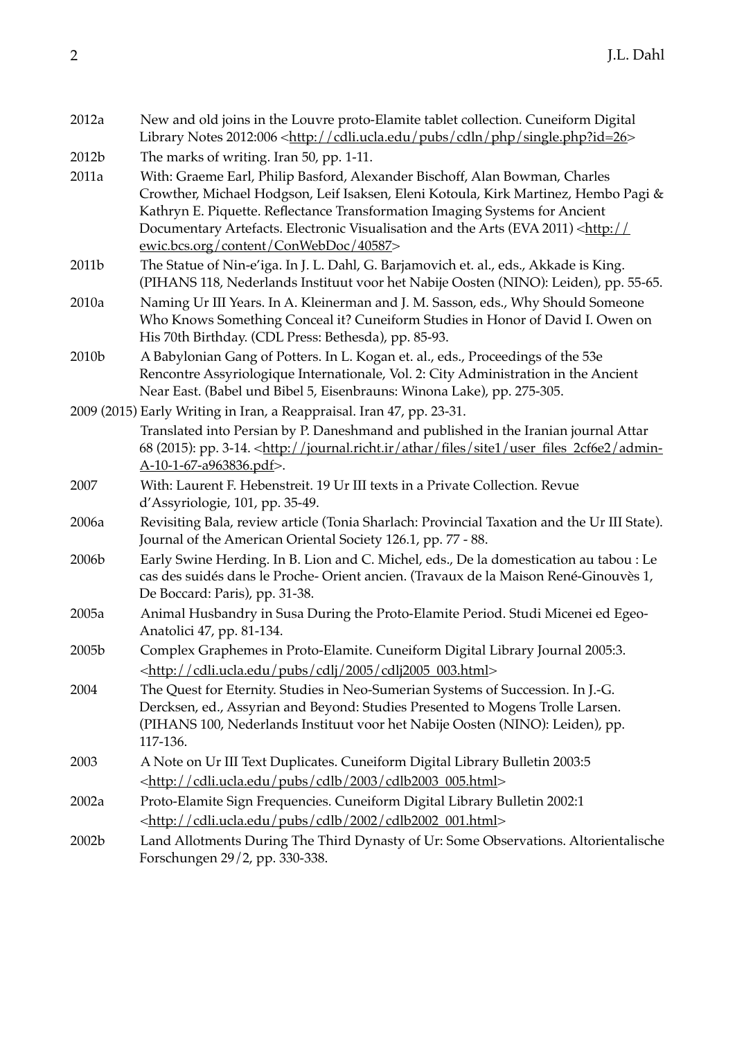2012a New and old joins in the Louvre proto-Elamite tablet collection. Cuneiform Digital Library Notes 2012:006 <http://cdli.ucla.edu/pubs/cdln/php/single.php?id=26>

2012b The marks of writing. Iran 50, pp. 1-11.

2011a With: Graeme Earl, Philip Basford, Alexander Bischoff, Alan Bowman, Charles Crowther, Michael Hodgson, Leif Isaksen, Eleni Kotoula, Kirk Martinez, Hembo Pagi & Kathryn E. Piquette. Reflectance Transformation Imaging Systems for Ancient Documentary Artefacts. Electronic Visualisation and the Arts (EVA 2011) <http://ewic.bcs.org/content/ConWebDoc/40587>

2011b The Statue of Nin-e'iga. In J. L. Dahl, G. Barjamovich et. al., eds., Akkade is King. (PIHANS 118, Nederlands Instituut voor het Nabije Oosten (NINO): Leiden), pp. 55-65.

2010a Naming Ur III Years. In A. Kleinerman and J. M. Sasson, eds., Why Should Someone Who Knows Something Conceal it? Cuneiform Studies in Honor of David I. Owen on His 70th Birthday. (CDL Press: Bethesda), pp. 85-93.

2010b A Babylonian Gang of Potters. In L. Kogan et. al., eds., Proceedings of the 53e Rencontre Assyriologique Internationale, Vol. 2: City Administration in the Ancient Near East. (Babel und Bibel 5, Eisenbrauns: Winona Lake), pp. 275-305.

2009 (2015) Early Writing in Iran, a Reappraisal. Iran 47, pp. 23-31.
Translated into Persian by P. Daneshmand and published in the Iranian journal Attar 68 (2015): pp. 3-14. <http://journal.richt.ir/athar/files/site1/user_files_2cf6e2/admin-A-10-1-67-a963836.pdf>.

2007 With: Laurent F. Hebenstreit. 19 Ur III texts in a Private Collection. Revue d'Assyriologie, 101, pp. 35-49.

2006a Revisiting Bala, review article (Tonia Sharlach: Provincial Taxation and the Ur III State). Journal of the American Oriental Society 126.1, pp. 77 - 88.

2006b Early Swine Herding. In B. Lion and C. Michel, eds., De la domestication au tabou : Le cas des suidés dans le Proche- Orient ancien. (Travaux de la Maison René-Ginouvès 1, De Boccard: Paris), pp. 31-38.

2005a Animal Husbandry in Susa During the Proto-Elamite Period. Studi Micenei ed Egeo-Anatolici 47, pp. 81-134.

2005b Complex Graphemes in Proto-Elamite. Cuneiform Digital Library Journal 2005:3. <http://cdli.ucla.edu/pubs/cdlj/2005/cdlj2005_003.html>

2004 The Quest for Eternity. Studies in Neo-Sumerian Systems of Succession. In J.-G. Dercksen, ed., Assyrian and Beyond: Studies Presented to Mogens Trolle Larsen. (PIHANS 100, Nederlands Instituut voor het Nabije Oosten (NINO): Leiden), pp. 117-136.

2003 A Note on Ur III Text Duplicates. Cuneiform Digital Library Bulletin 2003:5 <http://cdli.ucla.edu/pubs/cdlb/2003/cdlb2003_005.html>

2002a Proto-Elamite Sign Frequencies. Cuneiform Digital Library Bulletin 2002:1 <http://cdli.ucla.edu/pubs/cdlb/2002/cdlb2002_001.html>

2002b Land Allotments During The Third Dynasty of Ur: Some Observations. Altorientalische Forschungen 29/2, pp. 330-338.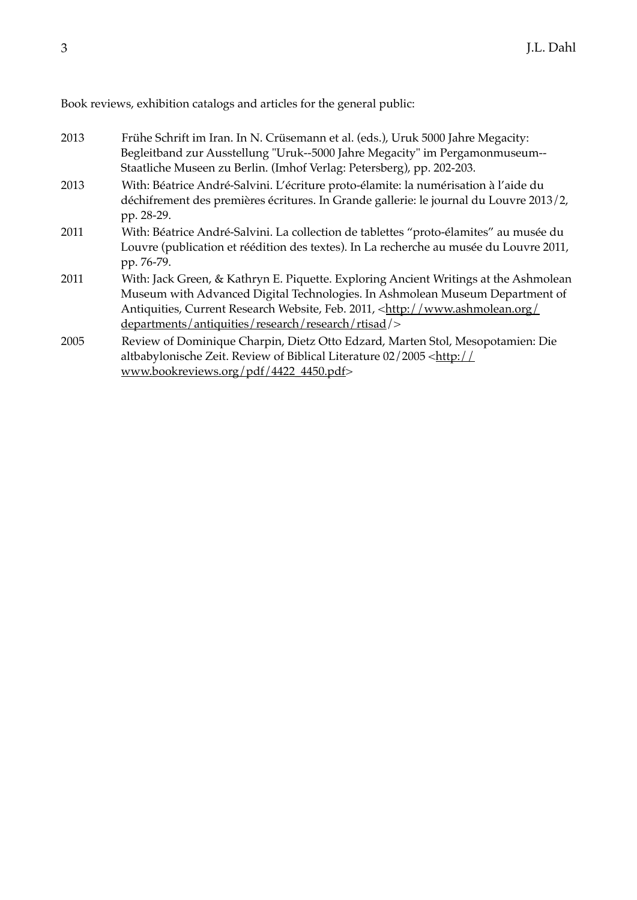Book reviews, exhibition catalogs and articles for the general public:

| | |
|---|---|
| 2013 | Frühe Schrift im Iran. In N. Crüsemann et al. (eds.), Uruk 5000 Jahre Megacity: Begleitband zur Ausstellung "Uruk--5000 Jahre Megacity" im Pergamonmuseum--Staatliche Museen zu Berlin. (Imhof Verlag: Petersberg), pp. 202-203. |
| 2013 | With: Béatrice André-Salvini. L'écriture proto-élamite: la numérisation à l'aide du déchifrement des premières écritures. In Grande gallerie: le journal du Louvre 2013/2, pp. 28-29. |
| 2011 | With: Béatrice André-Salvini. La collection de tablettes "proto-élamites" au musée du Louvre (publication et réédition des textes). In La recherche au musée du Louvre 2011, pp. 76-79. |
| 2011 | With: Jack Green, & Kathryn E. Piquette. Exploring Ancient Writings at the Ashmolean Museum with Advanced Digital Technologies. In Ashmolean Museum Department of Antiquities, Current Research Website, Feb. 2011, <http://www.ashmolean.org/departments/antiquities/research/research/rtisad/> |
| 2005 | Review of Dominique Charpin, Dietz Otto Edzard, Marten Stol, Mesopotamien: Die altbabylonische Zeit. Review of Biblical Literature 02/2005 <http://www.bookreviews.org/pdf/4422_4450.pdf> |